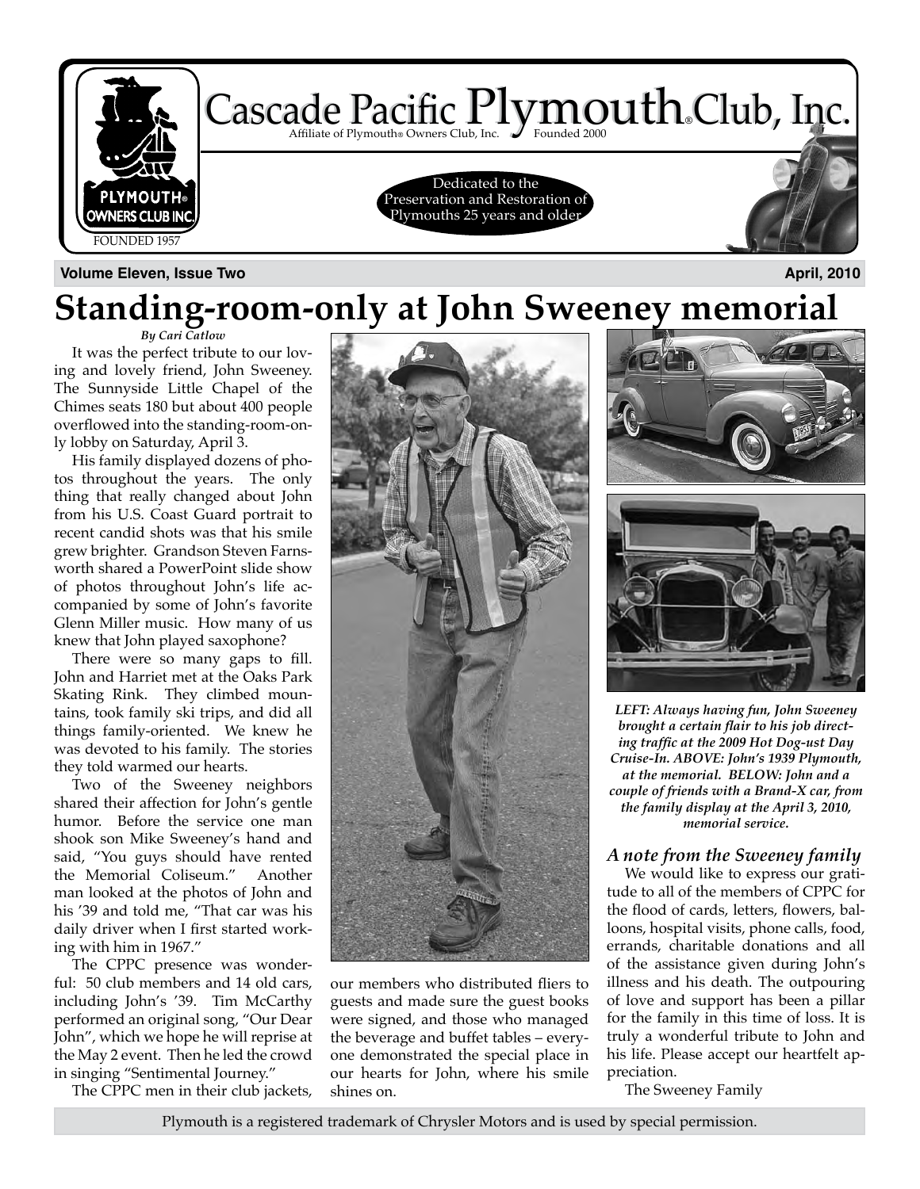# Cascade Pacific Plymouth® Club, Inc.

Affiliate of Plymouth® Owners Club, Inc. Founded 2000

Dedicated to the Preservation and Restoration of Plymouths 25 years and older

PLYMOUTH® OWNERS CLUB INC. FOUNDED 1957

**Volume Eleven, Issue Two** **April, 2010**

# Standing-room-only at John Sweeney memorial

*By Cari Catlow*

It was the perfect tribute to our loving and lovely friend, John Sweeney. The Sunnyside Little Chapel of the Chimes seats 180 but about 400 people overflowed into the standing-room-only lobby on Saturday, April 3.

His family displayed dozens of photos throughout the years. The only thing that really changed about John from his U.S. Coast Guard portrait to recent candid shots was that his smile grew brighter. Grandson Steven Farnsworth shared a PowerPoint slide show of photos throughout John's life accompanied by some of John's favorite Glenn Miller music. How many of us knew that John played saxophone?

There were so many gaps to fill. John and Harriet met at the Oaks Park Skating Rink. They climbed mountains, took family ski trips, and did all things family-oriented. We knew he was devoted to his family. The stories they told warmed our hearts.

Two of the Sweeney neighbors shared their affection for John's gentle humor. Before the service one man shook son Mike Sweeney's hand and said, "You guys should have rented the Memorial Coliseum." Another man looked at the photos of John and his '39 and told me, "That car was his daily driver when I first started working with him in 1967."

The CPPC presence was wonderful: 50 club members and 14 old cars, including John's '39. Tim McCarthy performed an original song, "Our Dear John", which we hope he will reprise at the May 2 event. Then he led the crowd in singing "Sentimental Journey."

The CPPC men in their club jackets, our members who distributed fliers to guests and made sure the guest books were signed, and those who managed the beverage and buffet tables – everyone demonstrated the special place in our hearts for John, where his smile shines on.

***LEFT: Always having fun, John Sweeney brought a certain flair to his job directing traffic at the 2009 Hot Dog-ust Day Cruise-In. ABOVE: John's 1939 Plymouth, at the memorial. BELOW: John and a couple of friends with a Brand-X car, from the family display at the April 3, 2010, memorial service.***

### *A note from the Sweeney family*

We would like to express our gratitude to all of the members of CPPC for the flood of cards, letters, flowers, balloons, hospital visits, phone calls, food, errands, charitable donations and all of the assistance given during John's illness and his death. The outpouring of love and support has been a pillar for the family in this time of loss. It is truly a wonderful tribute to John and his life. Please accept our heartfelt appreciation.

The Sweeney Family

Plymouth is a registered trademark of Chrysler Motors and is used by special permission.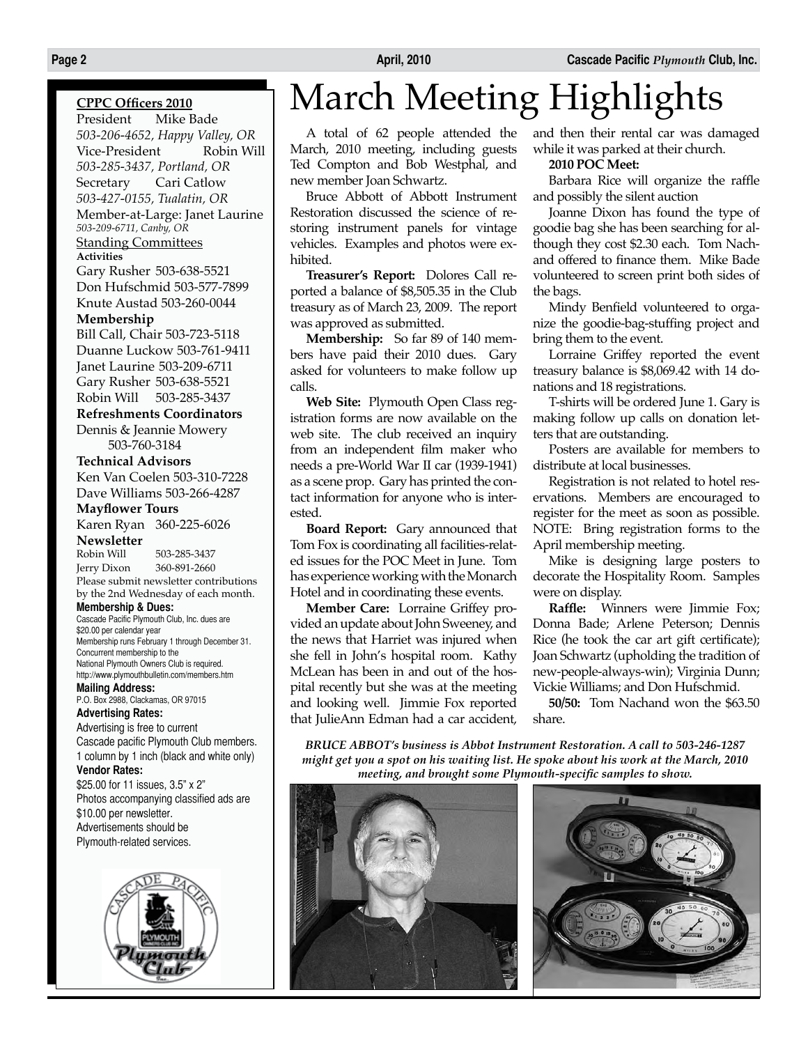# March Meeting Highlights

A total of 62 people attended the March, 2010 meeting, including guests Ted Compton and Bob Westphal, and new member Joan Schwartz.

Bruce Abbott of Abbott Instrument Restoration discussed the science of restoring instrument panels for vintage vehicles. Examples and photos were exhibited.

**Treasurer's Report:** Dolores Call reported a balance of $8,505.35 in the Club treasury as of March 23, 2009. The report was approved as submitted.

**Membership:** So far 89 of 140 members have paid their 2010 dues. Gary asked for volunteers to make follow up calls.

**Web Site:** Plymouth Open Class registration forms are now available on the web site. The club received an inquiry from an independent film maker who needs a pre-World War II car (1939-1941) as a scene prop. Gary has printed the contact information for anyone who is interested.

**Board Report:** Gary announced that Tom Fox is coordinating all facilities-related issues for the POC Meet in June. Tom has experience working with the Monarch Hotel and in coordinating these events.

**Member Care:** Lorraine Griffey provided an update about John Sweeney, and the news that Harriet was injured when she fell in John's hospital room. Kathy McLean has been in and out of the hospital recently but she was at the meeting and looking well. Jimmie Fox reported that JulieAnn Edman had a car accident, and then their rental car was damaged while it was parked at their church.

**2010 POC Meet:**

Barbara Rice will organize the raffle and possibly the silent auction

Joanne Dixon has found the type of goodie bag she has been searching for although they cost $2.30 each. Tom Nachand offered to finance them. Mike Bade volunteered to screen print both sides of the bags.

Mindy Benfield volunteered to organize the goodie-bag-stuffing project and bring them to the event.

Lorraine Griffey reported the event treasury balance is $8,069.42 with 14 donations and 18 registrations.

T-shirts will be ordered June 1. Gary is making follow up calls on donation letters that are outstanding.

Posters are available for members to distribute at local businesses.

Registration is not related to hotel reservations. Members are encouraged to register for the meet as soon as possible. NOTE: Bring registration forms to the April membership meeting.

Mike is designing large posters to decorate the Hospitality Room. Samples were on display.

**Raffle:** Winners were Jimmie Fox; Donna Bade; Arlene Peterson; Dennis Rice (he took the car art gift certificate); Joan Schwartz (upholding the tradition of new-people-always-win); Virginia Dunn; Vickie Williams; and Don Hufschmid.

**50/50:** Tom Nachand won the $63.50 share.

*BRUCE ABBOT's business is Abbot Instrument Restoration. A call to 503-246-1287 might get you a spot on his waiting list. He spoke about his work at the March, 2010 meeting, and brought some Plymouth-specific samples to show.*

---

**CPPC Officers 2010**

President Mike Bade
*503-206-4652, Happy Valley, OR*
Vice-President Robin Will
*503-285-3437, Portland, OR*
Secretary Cari Catlow
*503-427-0155, Tualatin, OR*
Member-at-Large: Janet Laurine
*503-209-6711, Canby, OR*

Standing Committees

**Activities**
Gary Rusher 503-638-5521
Don Hufschmid 503-577-7899
Knute Austad 503-260-0044

**Membership**
Bill Call, Chair 503-723-5118
Duanne Luckow 503-761-9411
Janet Laurine 503-209-6711
Gary Rusher 503-638-5521
Robin Will 503-285-3437

**Refreshments Coordinators**
Dennis & Jeannie Mowery 503-760-3184

**Technical Advisors**
Ken Van Coelen 503-310-7228
Dave Williams 503-266-4287

**Mayflower Tours**
Karen Ryan 360-225-6026

**Newsletter**
Robin Will 503-285-3437
Jerry Dixon 360-891-2660
Please submit newsletter contributions by the 2nd Wednesday of each month.

**Membership & Dues:**
Cascade Pacific Plymouth Club, Inc. dues are $20.00 per calendar year
Membership runs February 1 through December 31.
Concurrent membership to the National Plymouth Owners Club is required.
http://www.plymouthbulletin.com/members.htm

**Mailing Address:**
P.O. Box 2988, Clackamas, OR 97015

**Advertising Rates:**
Advertising is free to current Cascade pacific Plymouth Club members.
1 column by 1 inch (black and white only)

**Vendor Rates:**
$25.00 for 11 issues, 3.5" x 2"
Photos accompanying classified ads are $10.00 per newsletter.
Advertisements should be Plymouth-related services.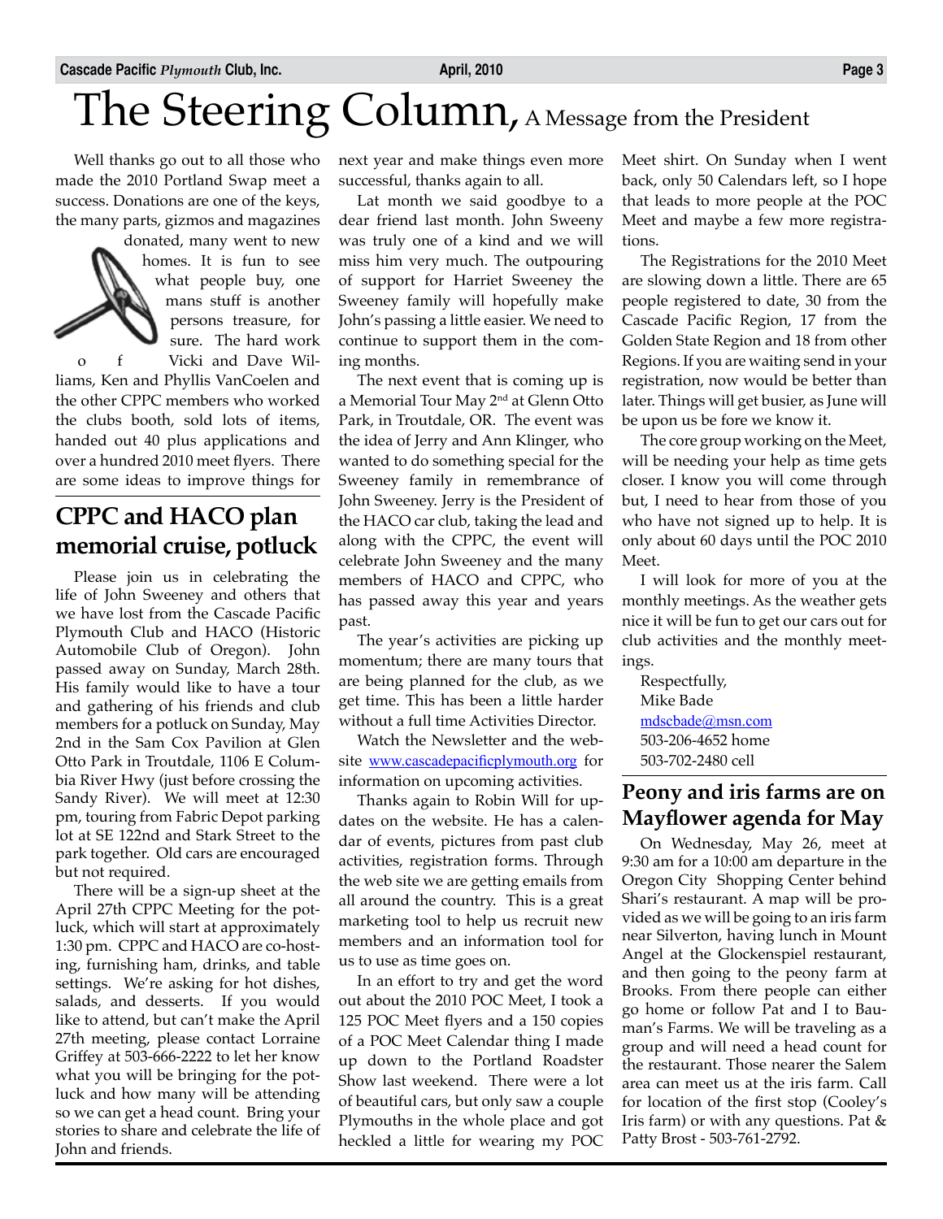# The Steering Column, A Message from the President

Well thanks go out to all those who made the 2010 Portland Swap meet a success. Donations are one of the keys, the many parts, gizmos and magazines donated, many went to new homes. It is fun to see what people buy, one mans stuff is another persons treasure, for sure. The hard work of Vicki and Dave Williams, Ken and Phyllis VanCoelen and the other CPPC members who worked the clubs booth, sold lots of items, handed out 40 plus applications and over a hundred 2010 meet flyers. There are some ideas to improve things for next year and make things even more successful, thanks again to all.

Lat month we said goodbye to a dear friend last month. John Sweeny was truly one of a kind and we will miss him very much. The outpouring of support for Harriet Sweeney the Sweeney family will hopefully make John's passing a little easier. We need to continue to support them in the coming months.

The next event that is coming up is a Memorial Tour May 2nd at Glenn Otto Park, in Troutdale, OR. The event was the idea of Jerry and Ann Klinger, who wanted to do something special for the Sweeney family in remembrance of John Sweeney. Jerry is the President of the HACO car club, taking the lead and along with the CPPC, the event will celebrate John Sweeney and the many members of HACO and CPPC, who has passed away this year and years past.

The year's activities are picking up momentum; there are many tours that are being planned for the club, as we get time. This has been a little harder without a full time Activities Director.

Watch the Newsletter and the website www.cascadepacificplymouth.org for information on upcoming activities.

Thanks again to Robin Will for updates on the website. He has a calendar of events, pictures from past club activities, registration forms. Through the web site we are getting emails from all around the country. This is a great marketing tool to help us recruit new members and an information tool for us to use as time goes on.

In an effort to try and get the word out about the 2010 POC Meet, I took a 125 POC Meet flyers and a 150 copies of a POC Meet Calendar thing I made up down to the Portland Roadster Show last weekend. There were a lot of beautiful cars, but only saw a couple Plymouths in the whole place and got heckled a little for wearing my POC Meet shirt. On Sunday when I went back, only 50 Calendars left, so I hope that leads to more people at the POC Meet and maybe a few more registrations.

The Registrations for the 2010 Meet are slowing down a little. There are 65 people registered to date, 30 from the Cascade Pacific Region, 17 from the Golden State Region and 18 from other Regions. If you are waiting send in your registration, now would be better than later. Things will get busier, as June will be upon us be fore we know it.

The core group working on the Meet, will be needing your help as time gets closer. I know you will come through but, I need to hear from those of you who have not signed up to help. It is only about 60 days until the POC 2010 Meet.

I will look for more of you at the monthly meetings. As the weather gets nice it will be fun to get our cars out for club activities and the monthly meetings.

Respectfully,
Mike Bade
mdscbade@msn.com
503-206-4652 home
503-702-2480 cell

## CPPC and HACO plan memorial cruise, potluck

Please join us in celebrating the life of John Sweeney and others that we have lost from the Cascade Pacific Plymouth Club and HACO (Historic Automobile Club of Oregon). John passed away on Sunday, March 28th. His family would like to have a tour and gathering of his friends and club members for a potluck on Sunday, May 2nd in the Sam Cox Pavilion at Glen Otto Park in Troutdale, 1106 E Columbia River Hwy (just before crossing the Sandy River). We will meet at 12:30 pm, touring from Fabric Depot parking lot at SE 122nd and Stark Street to the park together. Old cars are encouraged but not required.

There will be a sign-up sheet at the April 27th CPPC Meeting for the potluck, which will start at approximately 1:30 pm. CPPC and HACO are co-hosting, furnishing ham, drinks, and table settings. We're asking for hot dishes, salads, and desserts. If you would like to attend, but can't make the April 27th meeting, please contact Lorraine Griffey at 503-666-2222 to let her know what you will be bringing for the potluck and how many will be attending so we can get a head count. Bring your stories to share and celebrate the life of John and friends.

## Peony and iris farms are on Mayflower agenda for May

On Wednesday, May 26, meet at 9:30 am for a 10:00 am departure in the Oregon City Shopping Center behind Shari's restaurant. A map will be provided as we will be going to an iris farm near Silverton, having lunch in Mount Angel at the Glockenspiel restaurant, and then going to the peony farm at Brooks. From there people can either go home or follow Pat and I to Bauman's Farms. We will be traveling as a group and will need a head count for the restaurant. Those nearer the Salem area can meet us at the iris farm. Call for location of the first stop (Cooley's Iris farm) or with any questions. Pat & Patty Brost - 503-761-2792.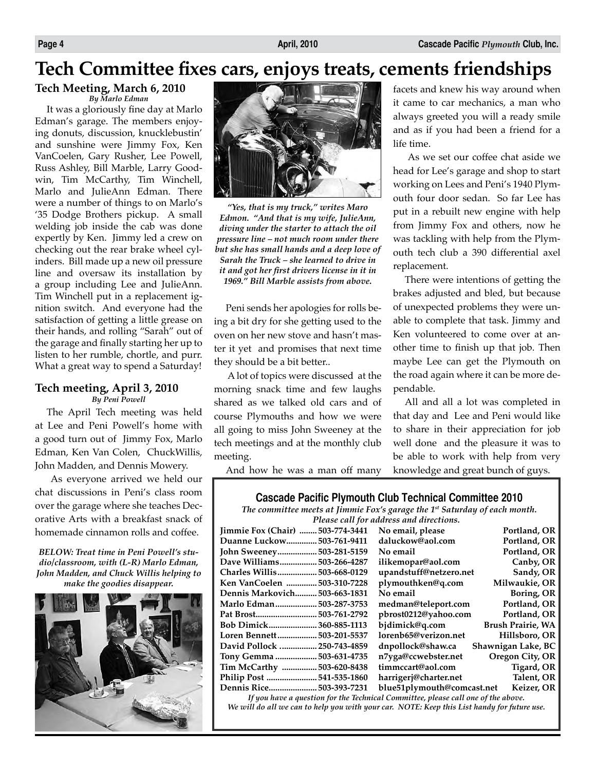# Tech Committee fixes cars, enjoys treats, cements friendships

## Tech Meeting, March 6, 2010

*By Marlo Edman*

It was a gloriously fine day at Marlo Edman's garage. The members enjoying donuts, discussion, knucklebustin' and sunshine were Jimmy Fox, Ken VanCoelen, Gary Rusher, Lee Powell, Russ Ashley, Bill Marble, Larry Goodwin, Tim McCarthy, Tim Winchell, Marlo and JulieAnn Edman. There were a number of things to on Marlo's '35 Dodge Brothers pickup. A small welding job inside the cab was done expertly by Ken. Jimmy led a crew on checking out the rear brake wheel cylinders. Bill made up a new oil pressure line and oversaw its installation by a group including Lee and JulieAnn. Tim Winchell put in a replacement ignition switch. And everyone had the satisfaction of getting a little grease on their hands, and rolling "Sarah" out of the garage and finally starting her up to listen to her rumble, chortle, and purr. What a great way to spend a Saturday!

*"Yes, that is my truck," writes Maro Edmon. "And that is my wife, JulieAnn, diving under the starter to attach the oil pressure line – not much room under there but she has small hands and a deep love of Sarah the Truck – she learned to drive in it and got her first drivers license in it in 1969." Bill Marble assists from above.*

## Tech meeting, April 3, 2010

*By Peni Powell*

The April Tech meeting was held at Lee and Peni Powell's home with a good turn out of Jimmy Fox, Marlo Edman, Ken Van Colen, ChuckWillis, John Madden, and Dennis Mowery.

As everyone arrived we held our chat discussions in Peni's class room over the garage where she teaches Decorative Arts with a breakfast snack of homemade cinnamon rolls and coffee.

***BELOW: Treat time in Peni Powell's studio/classroom, with (L-R) Marlo Edman, John Madden, and Chuck Willis helping to make the goodies disappear.***

Peni sends her apologies for rolls being a bit dry for she getting used to the oven on her new stove and hasn't master it yet and promises that next time they should be a bit better..

A lot of topics were discussed at the morning snack time and few laughs shared as we talked old cars and of course Plymouths and how we were all going to miss John Sweeney at the tech meetings and at the monthly club meeting.

And how he was a man off many facets and knew his way around when it came to car mechanics, a man who always greeted you will a ready smile and as if you had been a friend for a life time.

As we set our coffee chat aside we head for Lee's garage and shop to start working on Lees and Peni's 1940 Plymouth four door sedan. So far Lee has put in a rebuilt new engine with help from Jimmy Fox and others, now he was tackling with help from the Plymouth tech club a 390 differential axel replacement.

There were intentions of getting the brakes adjusted and bled, but because of unexpected problems they were unable to complete that task. Jimmy and Ken volunteered to come over at another time to finish up that job. Then maybe Lee can get the Plymouth on the road again where it can be more dependable.

All and all a lot was completed in that day and Lee and Peni would like to share in their appreciation for job well done and the pleasure it was to be able to work with help from very knowledge and great bunch of guys.

### Cascade Pacific Plymouth Club Technical Committee 2010

*The committee meets at Jimmie Fox's garage the 1st Saturday of each month. Please call for address and directions.*

| Name | Phone | Email | Location |
|---|---|---|---|
| **Jimmie Fox (Chair)** | **503-774-3441** | **No email, please** | **Portland, OR** |
| **Duanne Luckow** | **503-761-9411** | **daluckow@aol.com** | **Portland, OR** |
| **John Sweeney** | **503-281-5159** | **No email** | **Portland, OR** |
| **Dave Williams** | **503-266-4287** | **ilikemopar@aol.com** | **Canby, OR** |
| **Charles Willis** | **503-668-0129** | **upandstuff@netzero.net** | **Sandy, OR** |
| **Ken VanCoelen** | **503-310-7228** | **plymouthken@q.com** | **Milwaukie, OR** |
| **Dennis Markovich** | **503-663-1831** | **No email** | **Boring, OR** |
| **Marlo Edman** | **503-287-3753** | **medman@teleport.com** | **Portland, OR** |
| **Pat Brost** | **503-761-2792** | **pbrost0212@yahoo.com** | **Portland, OR** |
| **Bob Dimick** | **360-885-1113** | **bjdimick@q.com** | **Brush Prairie, WA** |
| **Loren Bennett** | **503-201-5537** | **lorenb65@verizon.net** | **Hillsboro, OR** |
| **David Pollock** | **250-743-4859** | **dnpollock@shaw.ca** | **Shawnigan Lake, BC** |
| **Tony Gemma** | **503-631-4735** | **n7yga@ccwebster.net** | **Oregon City, OR** |
| **Tim McCarthy** | **503-620-8438** | **timmccart@aol.com** | **Tigard, OR** |
| **Philip Post** | **541-535-1860** | **harrigerj@charter.net** | **Talent, OR** |
| **Dennis Rice** | **503-393-7231** | **blue51plymouth@comcast.net** | **Keizer, OR** |

*If you have a question for the Technical Committee, please call one of the above. We will do all we can to help you with your car. NOTE: Keep this List handy for future use.*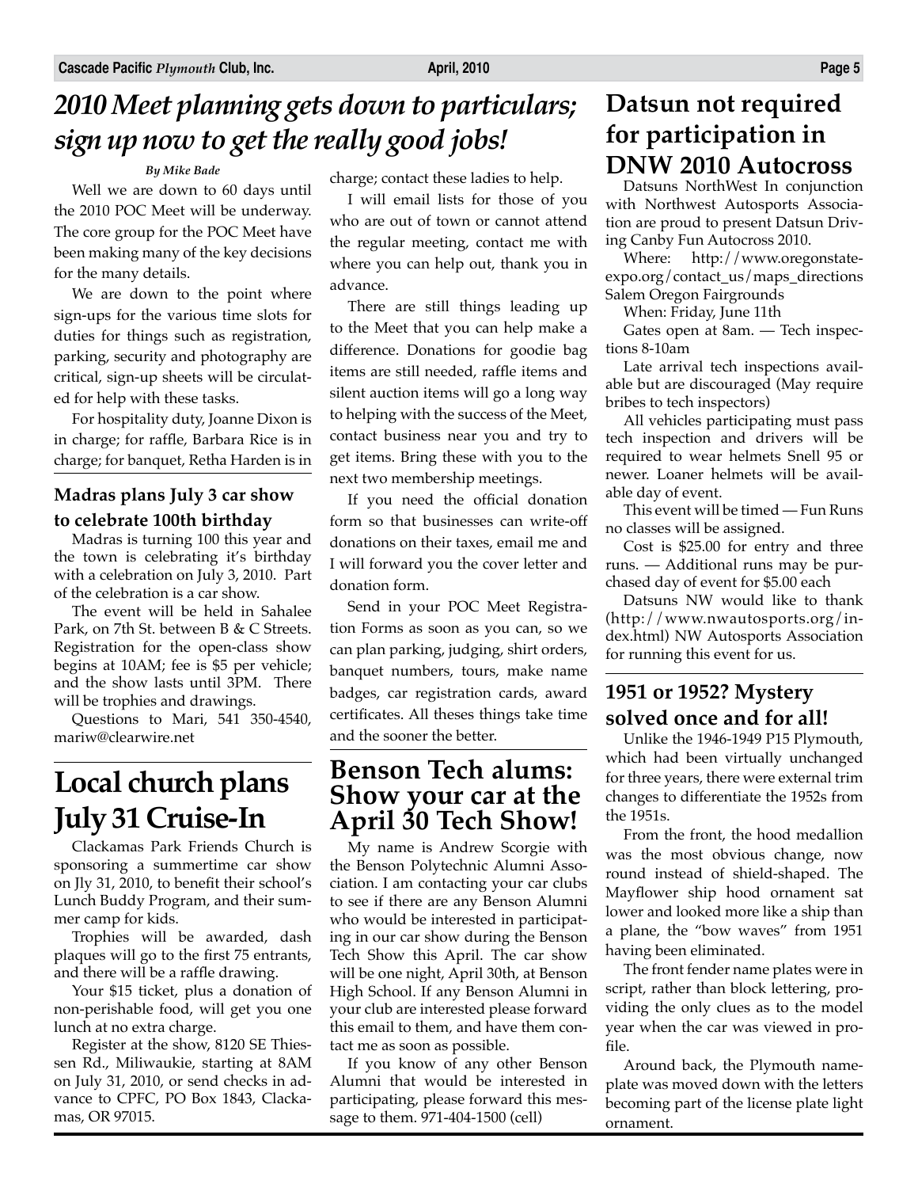# 2010 Meet planning gets down to particulars; sign up now to get the really good jobs!

*By Mike Bade*

Well we are down to 60 days until the 2010 POC Meet will be underway. The core group for the POC Meet have been making many of the key decisions for the many details.

We are down to the point where sign-ups for the various time slots for duties for things such as registration, parking, security and photography are critical, sign-up sheets will be circulated for help with these tasks.

For hospitality duty, Joanne Dixon is in charge; for raffle, Barbara Rice is in charge; for banquet, Retha Harden is in charge; contact these ladies to help.

I will email lists for those of you who are out of town or cannot attend the regular meeting, contact me with where you can help out, thank you in advance.

There are still things leading up to the Meet that you can help make a difference. Donations for goodie bag items are still needed, raffle items and silent auction items will go a long way to helping with the success of the Meet, contact business near you and try to get items. Bring these with you to the next two membership meetings.

If you need the official donation form so that businesses can write-off donations on their taxes, email me and I will forward you the cover letter and donation form.

Send in your POC Meet Registration Forms as soon as you can, so we can plan parking, judging, shirt orders, banquet numbers, tours, make name badges, car registration cards, award certificates. All theses things take time and the sooner the better.

### Madras plans July 3 car show to celebrate 100th birthday

Madras is turning 100 this year and the town is celebrating it's birthday with a celebration on July 3, 2010. Part of the celebration is a car show.

The event will be held in Sahalee Park, on 7th St. between B & C Streets. Registration for the open-class show begins at 10AM; fee is $5 per vehicle; and the show lasts until 3PM. There will be trophies and drawings.

Questions to Mari, 541 350-4540, mariw@clearwire.net

# Local church plans July 31 Cruise-In

Clackamas Park Friends Church is sponsoring a summertime car show on Jly 31, 2010, to benefit their school's Lunch Buddy Program, and their summer camp for kids.

Trophies will be awarded, dash plaques will go to the first 75 entrants, and there will be a raffle drawing.

Your $15 ticket, plus a donation of non-perishable food, will get you one lunch at no extra charge.

Register at the show, 8120 SE Thiessen Rd., Miliwaukie, starting at 8AM on July 31, 2010, or send checks in advance to CPFC, PO Box 1843, Clackamas, OR 97015.

## Benson Tech alums: Show your car at the April 30 Tech Show!

My name is Andrew Scorgie with the Benson Polytechnic Alumni Association. I am contacting your car clubs to see if there are any Benson Alumni who would be interested in participating in our car show during the Benson Tech Show this April. The car show will be one night, April 30th, at Benson High School. If any Benson Alumni in your club are interested please forward this email to them, and have them contact me as soon as possible.

If you know of any other Benson Alumni that would be interested in participating, please forward this message to them. 971-404-1500 (cell)

## Datsun not required for participation in DNW 2010 Autocross

Datsuns NorthWest In conjunction with Northwest Autosports Association are proud to present Datsun Driving Canby Fun Autocross 2010.

Where: http://www.oregonstateexpo.org/contact_us/maps_directions Salem Oregon Fairgrounds

When: Friday, June 11th

Gates open at 8am. — Tech inspections 8-10am

Late arrival tech inspections available but are discouraged (May require bribes to tech inspectors)

All vehicles participating must pass tech inspection and drivers will be required to wear helmets Snell 95 or newer. Loaner helmets will be available day of event.

This event will be timed — Fun Runs no classes will be assigned.

Cost is $25.00 for entry and three runs. — Additional runs may be purchased day of event for $5.00 each

Datsuns NW would like to thank (http://www.nwautosports.org/index.html) NW Autosports Association for running this event for us.

### 1951 or 1952? Mystery solved once and for all!

Unlike the 1946-1949 P15 Plymouth, which had been virtually unchanged for three years, there were external trim changes to differentiate the 1952s from the 1951s.

From the front, the hood medallion was the most obvious change, now round instead of shield-shaped. The Mayflower ship hood ornament sat lower and looked more like a ship than a plane, the "bow waves" from 1951 having been eliminated.

The front fender name plates were in script, rather than block lettering, providing the only clues as to the model year when the car was viewed in profile.

Around back, the Plymouth nameplate was moved down with the letters becoming part of the license plate light ornament.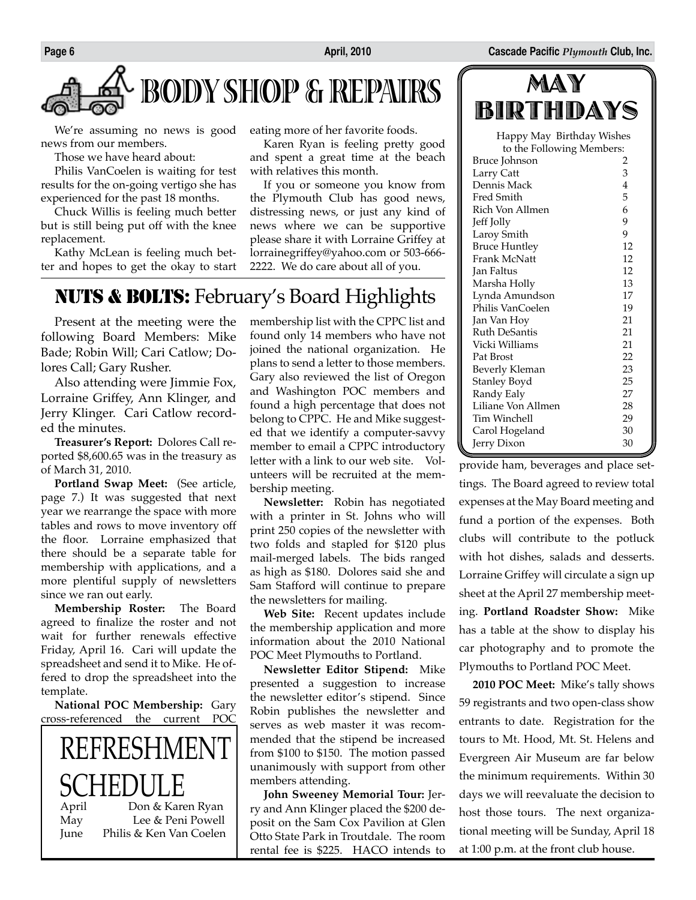# BODY SHOP & REPAIRS

We're assuming no news is good news from our members.

Those we have heard about:

Philis VanCoelen is waiting for test results for the on-going vertigo she has experienced for the past 18 months.

Chuck Willis is feeling much better but is still being put off with the knee replacement.

Kathy McLean is feeling much better and hopes to get the okay to start eating more of her favorite foods.

Karen Ryan is feeling pretty good and spent a great time at the beach with relatives this month.

If you or someone you know from the Plymouth Club has good news, distressing news, or just any kind of news where we can be supportive please share it with Lorraine Griffey at lorrainegriffey@yahoo.com or 503-666-2222. We do care about all of you.

## MAY BIRTHDAYS

Happy May Birthday Wishes to the Following Members:

| Name | Day |
|---|---|
| Bruce Johnson | 2 |
| Larry Catt | 3 |
| Dennis Mack | 4 |
| Fred Smith | 5 |
| Rich Von Allmen | 6 |
| Jeff Jolly | 9 |
| Laroy Smith | 9 |
| Bruce Huntley | 12 |
| Frank McNatt | 12 |
| Jan Faltus | 12 |
| Marsha Holly | 13 |
| Lynda Amundson | 17 |
| Philis VanCoelen | 19 |
| Jan Van Hoy | 21 |
| Ruth DeSantis | 21 |
| Vicki Williams | 21 |
| Pat Brost | 22 |
| Beverly Kleman | 23 |
| Stanley Boyd | 25 |
| Randy Ealy | 27 |
| Liliane Von Allmen | 28 |
| Tim Winchell | 29 |
| Carol Hogeland | 30 |
| Jerry Dixon | 30 |

# NUTS & BOLTS: February's Board Highlights

Present at the meeting were the following Board Members: Mike Bade; Robin Will; Cari Catlow; Dolores Call; Gary Rusher.

Also attending were Jimmie Fox, Lorraine Griffey, Ann Klinger, and Jerry Klinger. Cari Catlow recorded the minutes.

**Treasurer's Report:** Dolores Call reported $8,600.65 was in the treasury as of March 31, 2010.

**Portland Swap Meet:** (See article, page 7.) It was suggested that next year we rearrange the space with more tables and rows to move inventory off the floor. Lorraine emphasized that there should be a separate table for membership with applications, and a more plentiful supply of newsletters since we ran out early.

**Membership Roster:** The Board agreed to finalize the roster and not wait for further renewals effective Friday, April 16. Cari will update the spreadsheet and send it to Mike. He offered to drop the spreadsheet into the template.

**National POC Membership:** Gary cross-referenced the current POC membership list with the CPPC list and found only 14 members who have not joined the national organization. He plans to send a letter to those members. Gary also reviewed the list of Oregon and Washington POC members and found a high percentage that does not belong to CPPC. He and Mike suggested that we identify a computer-savvy member to email a CPPC introductory letter with a link to our web site. Volunteers will be recruited at the membership meeting.

**Newsletter:** Robin has negotiated with a printer in St. Johns who will print 250 copies of the newsletter with two folds and stapled for $120 plus mail-merged labels. The bids ranged as high as $180. Dolores said she and Sam Stafford will continue to prepare the newsletters for mailing.

**Web Site:** Recent updates include the membership application and more information about the 2010 National POC Meet Plymouths to Portland.

**Newsletter Editor Stipend:** Mike presented a suggestion to increase the newsletter editor's stipend. Since Robin publishes the newsletter and serves as web master it was recommended that the stipend be increased from $100 to $150. The motion passed unanimously with support from other members attending.

**John Sweeney Memorial Tour:** Jerry and Ann Klinger placed the $200 deposit on the Sam Cox Pavilion at Glen Otto State Park in Troutdale. The room rental fee is $225. HACO intends to provide ham, beverages and place settings. The Board agreed to review total expenses at the May Board meeting and fund a portion of the expenses. Both clubs will contribute to the potluck with hot dishes, salads and desserts. Lorraine Griffey will circulate a sign up sheet at the April 27 membership meeting. **Portland Roadster Show:** Mike has a table at the show to display his car photography and to promote the Plymouths to Portland POC Meet.

**2010 POC Meet:** Mike's tally shows 59 registrants and two open-class show entrants to date. Registration for the tours to Mt. Hood, Mt. St. Helens and Evergreen Air Museum are far below the minimum requirements. Within 30 days we will reevaluate the decision to host those tours. The next organizational meeting will be Sunday, April 18 at 1:00 p.m. at the front club house.

## REFRESHMENT SCHEDULE

| Month | Hosts |
|---|---|
| April | Don & Karen Ryan |
| May | Lee & Peni Powell |
| June | Philis & Ken Van Coelen |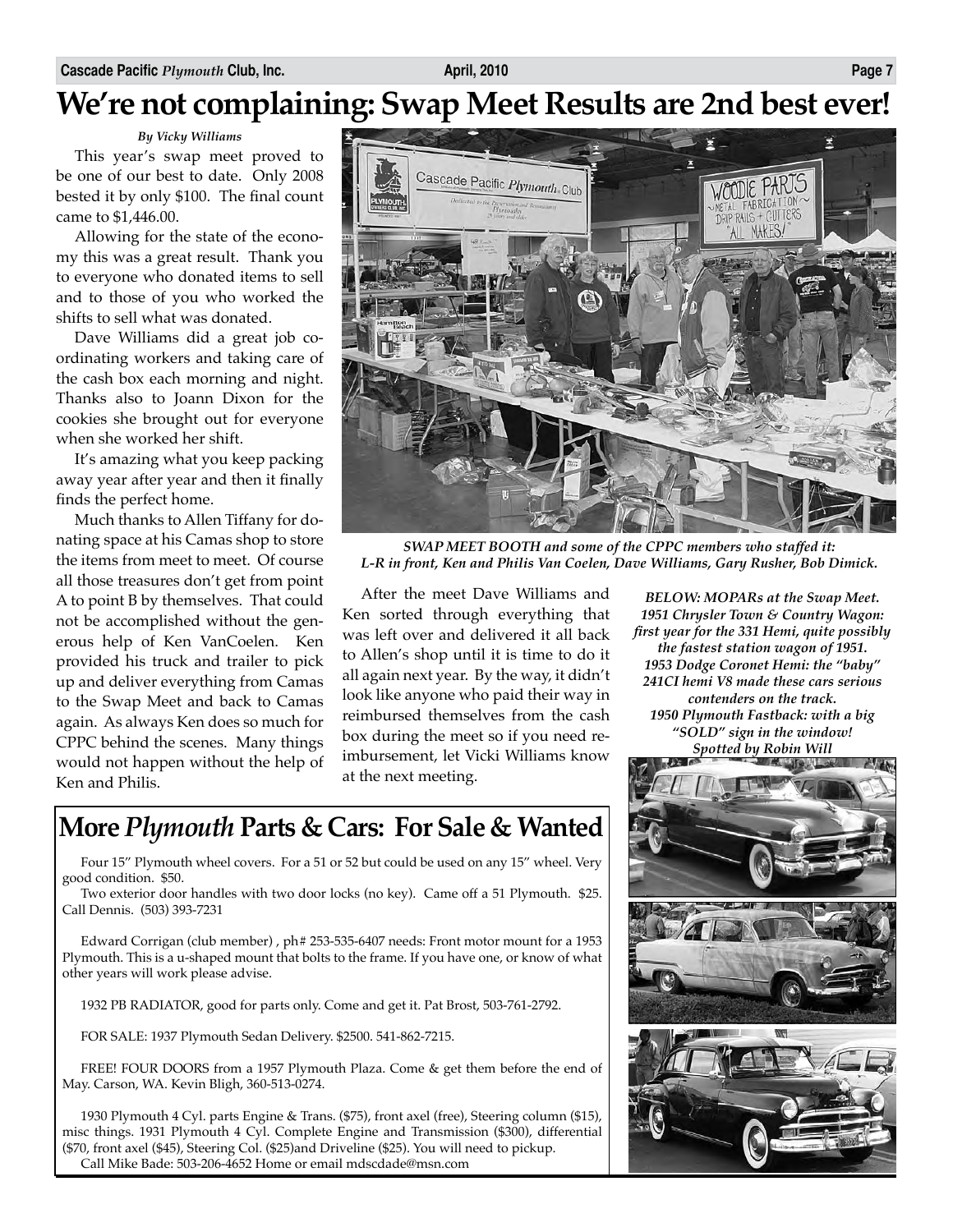# We're not complaining: Swap Meet Results are 2nd best ever!

*By Vicky Williams*

This year's swap meet proved to be one of our best to date. Only 2008 bested it by only $100. The final count came to $1,446.00.

Allowing for the state of the economy this was a great result. Thank you to everyone who donated items to sell and to those of you who worked the shifts to sell what was donated.

Dave Williams did a great job coordinating workers and taking care of the cash box each morning and night. Thanks also to Joann Dixon for the cookies she brought out for everyone when she worked her shift.

It's amazing what you keep packing away year after year and then it finally finds the perfect home.

Much thanks to Allen Tiffany for donating space at his Camas shop to store the items from meet to meet. Of course all those treasures don't get from point A to point B by themselves. That could not be accomplished without the generous help of Ken VanCoelen. Ken provided his truck and trailer to pick up and deliver everything from Camas to the Swap Meet and back to Camas again. As always Ken does so much for CPPC behind the scenes. Many things would not happen without the help of Ken and Philis.

***SWAP MEET BOOTH and some of the CPPC members who staffed it: L-R in front, Ken and Philis Van Coelen, Dave Williams, Gary Rusher, Bob Dimick.***

After the meet Dave Williams and Ken sorted through everything that was left over and delivered it all back to Allen's shop until it is time to do it all again next year. By the way, it didn't look like anyone who paid their way in reimbursed themselves from the cash box during the meet so if you need reimbursement, let Vicki Williams know at the next meeting.

***BELOW: MOPARs at the Swap Meet. 1951 Chrysler Town & Country Wagon: first year for the 331 Hemi, quite possibly the fastest station wagon of 1951. 1953 Dodge Coronet Hemi: the "baby" 241CI hemi V8 made these cars serious contenders on the track. 1950 Plymouth Fastback: with a big "SOLD" sign in the window! Spotted by Robin Will***

## More *Plymouth* Parts & Cars: For Sale & Wanted

Four 15" Plymouth wheel covers. For a 51 or 52 but could be used on any 15" wheel. Very good condition. $50.

Two exterior door handles with two door locks (no key). Came off a 51 Plymouth. $25. Call Dennis. (503) 393-7231

Edward Corrigan (club member) , ph# 253-535-6407 needs: Front motor mount for a 1953 Plymouth. This is a u-shaped mount that bolts to the frame. If you have one, or know of what other years will work please advise.

1932 PB RADIATOR, good for parts only. Come and get it. Pat Brost, 503-761-2792.

FOR SALE: 1937 Plymouth Sedan Delivery. $2500. 541-862-7215.

FREE! FOUR DOORS from a 1957 Plymouth Plaza. Come & get them before the end of May. Carson, WA. Kevin Bligh, 360-513-0274.

1930 Plymouth 4 Cyl. parts Engine & Trans. ($75), front axel (free), Steering column ($15), misc things. 1931 Plymouth 4 Cyl. Complete Engine and Transmission ($300), differential ($70, front axel ($45), Steering Col. ($25)and Driveline ($25). You will need to pickup.
Call Mike Bade: 503-206-4652 Home or email mdscdade@msn.com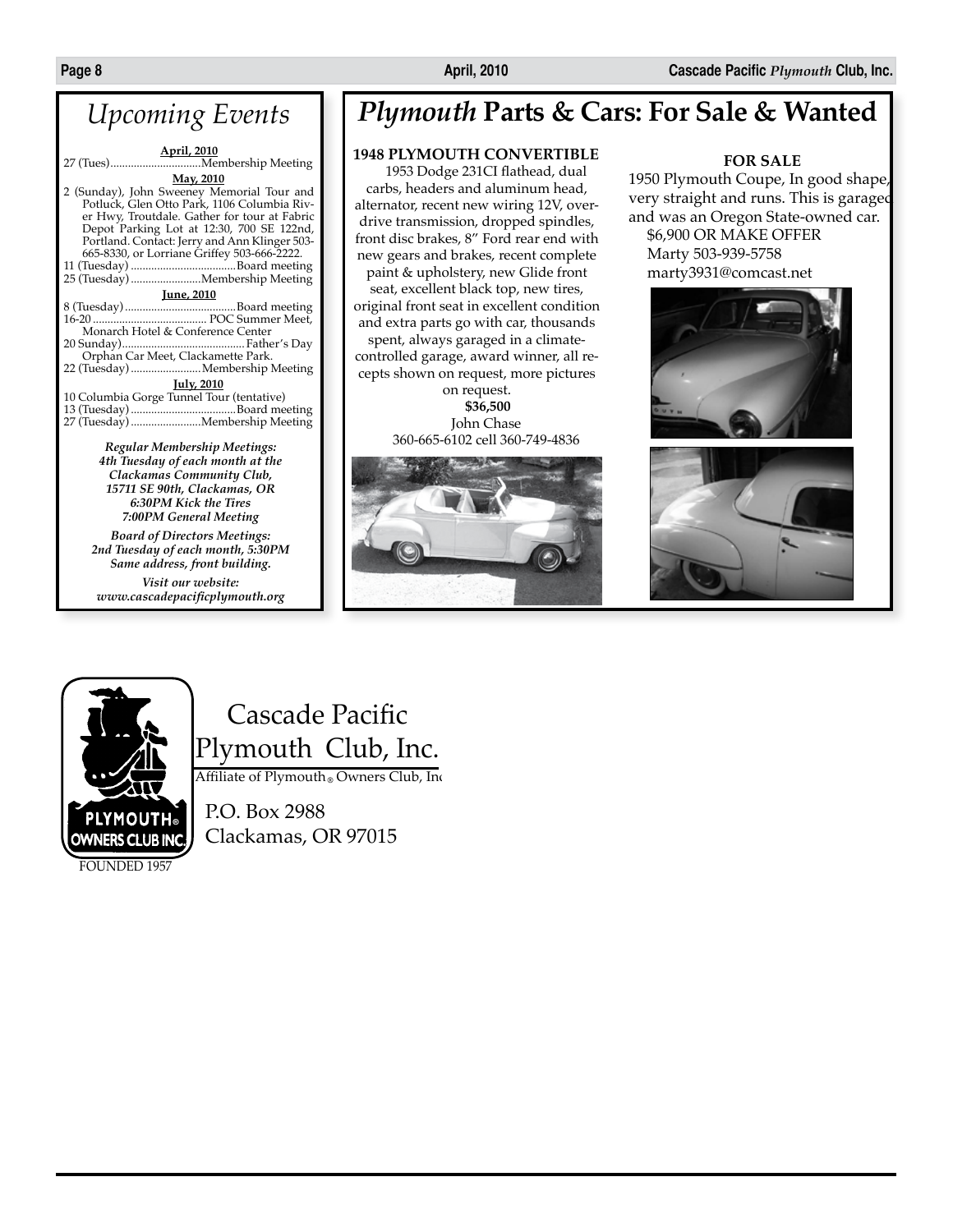# Upcoming Events

**April, 2010**

27 (Tues)............................... Membership Meeting

**May, 2010**

2 (Sunday), John Sweeney Memorial Tour and Potluck, Glen Otto Park, 1106 Columbia River Hwy, Troutdale. Gather for tour at Fabric Depot Parking Lot at 12:30, 700 SE 122nd, Portland. Contact: Jerry and Ann Klinger 503-665-8330, or Lorriane Griffey 503-666-2222.

11 (Tuesday)................................... Board meeting

25 (Tuesday)........................ Membership Meeting

**June, 2010**

8 (Tuesday)..................................... Board meeting

16-20....................................... POC Summer Meet, Monarch Hotel & Conference Center

20 Sunday)......................................... Father's Day Orphan Car Meet, Clackamette Park.

22 (Tuesday)........................ Membership Meeting

**July, 2010**

10 Columbia Gorge Tunnel Tour (tentative)

13 (Tuesday)................................... Board meeting

27 (Tuesday)........................ Membership Meeting

*Regular Membership Meetings:*
*4th Tuesday of each month at the Clackamas Community Club,*
*15711 SE 90th, Clackamas, OR*
*6:30PM Kick the Tires*
*7:00PM General Meeting*

*Board of Directors Meetings:*
*2nd Tuesday of each month, 5:30PM*
*Same address, front building.*

*Visit our website:*
*www.cascadepacificplymouth.org*

# *Plymouth* Parts & Cars: For Sale & Wanted

**1948 PLYMOUTH CONVERTIBLE**

1953 Dodge 231CI flathead, dual carbs, headers and aluminum head, alternator, recent new wiring 12V, overdrive transmission, dropped spindles, front disc brakes, 8" Ford rear end with new gears and brakes, recent complete paint & upholstery, new Glide front seat, excellent black top, new tires, original front seat in excellent condition and extra parts go with car, thousands spent, always garaged in a climate-controlled garage, award winner, all receipts shown on request, more pictures on request.

**$36,500**

John Chase
360-665-6102 cell 360-749-4836

**FOR SALE**

1950 Plymouth Coupe, In good shape, very straight and runs. This is garaged and was an Oregon State-owned car.

$6,900 OR MAKE OFFER
Marty 503-939-5758
marty3931@comcast.net

Cascade Pacific Plymouth Club, Inc.
Affiliate of Plymouth® Owners Club, Inc

P.O. Box 2988
Clackamas, OR 97015

PLYMOUTH® OWNERS CLUB INC.
FOUNDED 1957